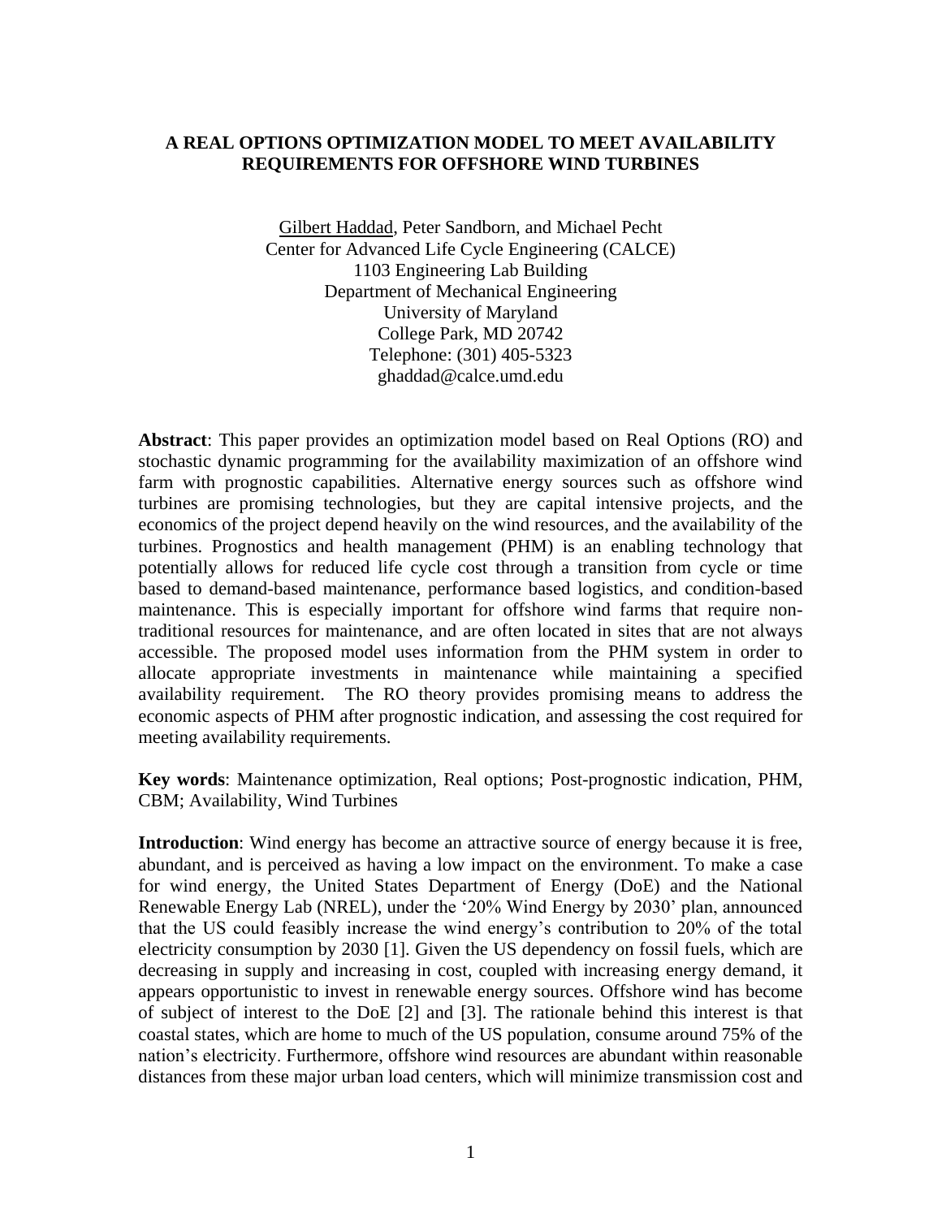# A REAL OPTIONS OPTIMIZATION MODEL TO MEET AVAILABILITY REQUIREMENTS FOR OFFSHORE WIND TURBINES

Gilbert Haddad, Peter Sandborn, and Michael Pecht
Center for Advanced Life Cycle Engineering (CALCE)
1103 Engineering Lab Building
Department of Mechanical Engineering
University of Maryland
College Park, MD 20742
Telephone: (301) 405-5323
ghaddad@calce.umd.edu

**Abstract**: This paper provides an optimization model based on Real Options (RO) and stochastic dynamic programming for the availability maximization of an offshore wind farm with prognostic capabilities. Alternative energy sources such as offshore wind turbines are promising technologies, but they are capital intensive projects, and the economics of the project depend heavily on the wind resources, and the availability of the turbines. Prognostics and health management (PHM) is an enabling technology that potentially allows for reduced life cycle cost through a transition from cycle or time based to demand-based maintenance, performance based logistics, and condition-based maintenance. This is especially important for offshore wind farms that require non-traditional resources for maintenance, and are often located in sites that are not always accessible. The proposed model uses information from the PHM system in order to allocate appropriate investments in maintenance while maintaining a specified availability requirement. The RO theory provides promising means to address the economic aspects of PHM after prognostic indication, and assessing the cost required for meeting availability requirements.

**Key words**: Maintenance optimization, Real options; Post-prognostic indication, PHM, CBM; Availability, Wind Turbines

**Introduction**: Wind energy has become an attractive source of energy because it is free, abundant, and is perceived as having a low impact on the environment. To make a case for wind energy, the United States Department of Energy (DoE) and the National Renewable Energy Lab (NREL), under the '20% Wind Energy by 2030' plan, announced that the US could feasibly increase the wind energy's contribution to 20% of the total electricity consumption by 2030 [1]. Given the US dependency on fossil fuels, which are decreasing in supply and increasing in cost, coupled with increasing energy demand, it appears opportunistic to invest in renewable energy sources. Offshore wind has become of subject of interest to the DoE [2] and [3]. The rationale behind this interest is that coastal states, which are home to much of the US population, consume around 75% of the nation's electricity. Furthermore, offshore wind resources are abundant within reasonable distances from these major urban load centers, which will minimize transmission cost and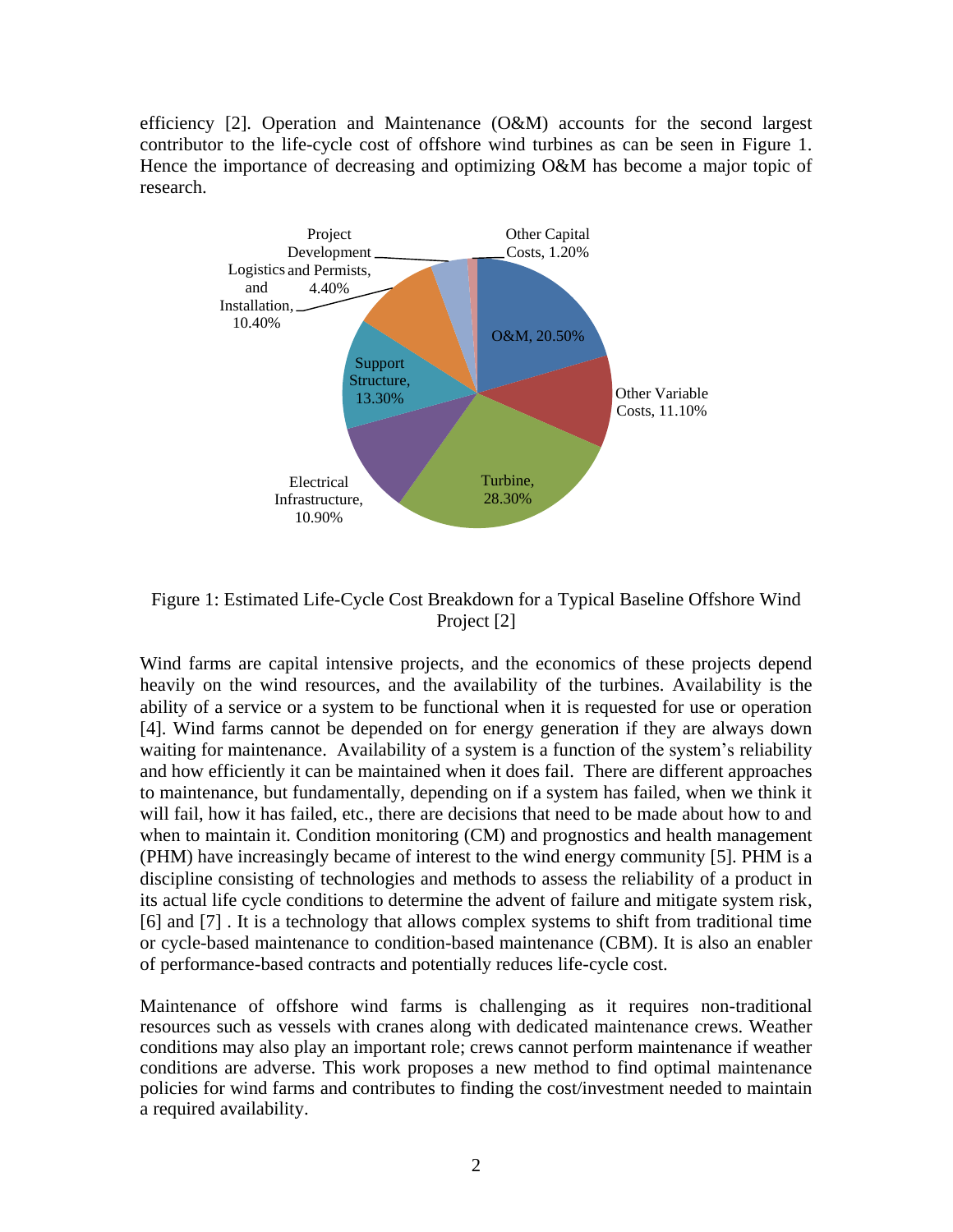efficiency [2]. Operation and Maintenance (O&M) accounts for the second largest contributor to the life-cycle cost of offshore wind turbines as can be seen in Figure 1. Hence the importance of decreasing and optimizing O&M has become a major topic of research.

Figure 1: Estimated Life-Cycle Cost Breakdown for a Typical Baseline Offshore Wind Project [2]

Wind farms are capital intensive projects, and the economics of these projects depend heavily on the wind resources, and the availability of the turbines. Availability is the ability of a service or a system to be functional when it is requested for use or operation [4]. Wind farms cannot be depended on for energy generation if they are always down waiting for maintenance. Availability of a system is a function of the system's reliability and how efficiently it can be maintained when it does fail. There are different approaches to maintenance, but fundamentally, depending on if a system has failed, when we think it will fail, how it has failed, etc., there are decisions that need to be made about how to and when to maintain it. Condition monitoring (CM) and prognostics and health management (PHM) have increasingly became of interest to the wind energy community [5]. PHM is a discipline consisting of technologies and methods to assess the reliability of a product in its actual life cycle conditions to determine the advent of failure and mitigate system risk, [6] and [7] . It is a technology that allows complex systems to shift from traditional time or cycle-based maintenance to condition-based maintenance (CBM). It is also an enabler of performance-based contracts and potentially reduces life-cycle cost.

Maintenance of offshore wind farms is challenging as it requires non-traditional resources such as vessels with cranes along with dedicated maintenance crews. Weather conditions may also play an important role; crews cannot perform maintenance if weather conditions are adverse. This work proposes a new method to find optimal maintenance policies for wind farms and contributes to finding the cost/investment needed to maintain a required availability.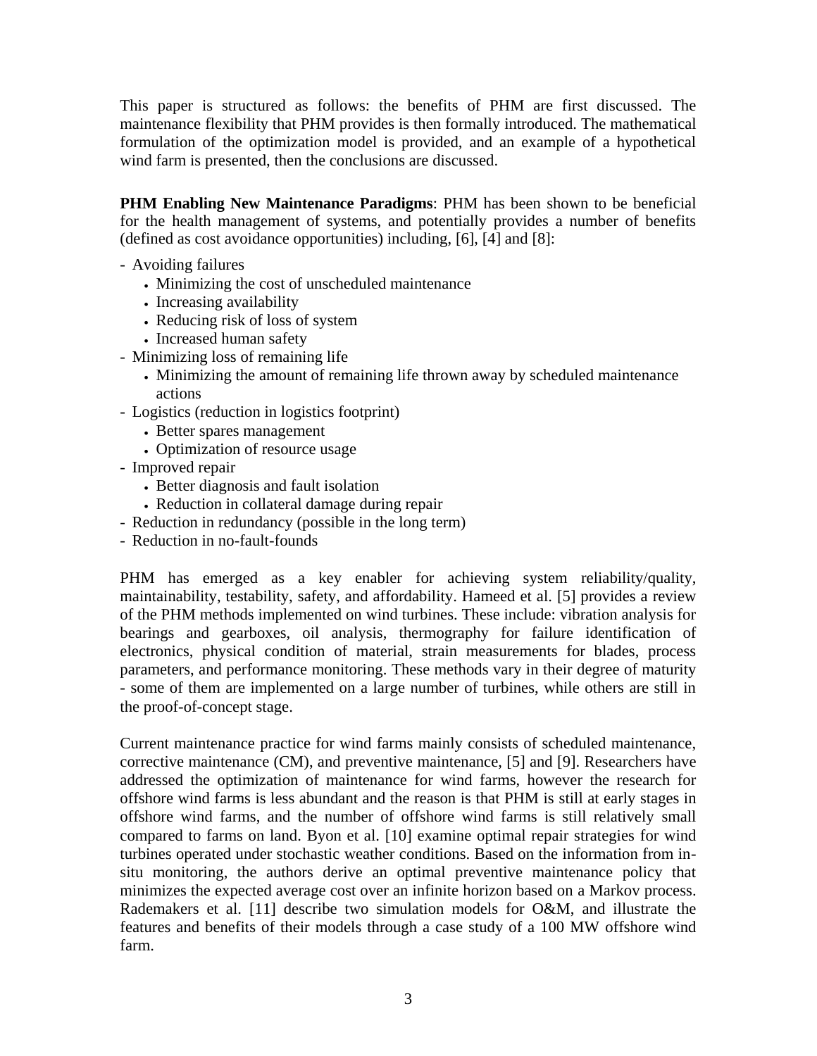This paper is structured as follows: the benefits of PHM are first discussed. The maintenance flexibility that PHM provides is then formally introduced. The mathematical formulation of the optimization model is provided, and an example of a hypothetical wind farm is presented, then the conclusions are discussed.

**PHM Enabling New Maintenance Paradigms**: PHM has been shown to be beneficial for the health management of systems, and potentially provides a number of benefits (defined as cost avoidance opportunities) including, [6], [4] and [8]:

- Avoiding failures
  - Minimizing the cost of unscheduled maintenance
  - Increasing availability
  - Reducing risk of loss of system
  - Increased human safety
- Minimizing loss of remaining life
  - Minimizing the amount of remaining life thrown away by scheduled maintenance actions
- Logistics (reduction in logistics footprint)
  - Better spares management
  - Optimization of resource usage
- Improved repair
  - Better diagnosis and fault isolation
  - Reduction in collateral damage during repair
- Reduction in redundancy (possible in the long term)
- Reduction in no-fault-founds

PHM has emerged as a key enabler for achieving system reliability/quality, maintainability, testability, safety, and affordability. Hameed et al. [5] provides a review of the PHM methods implemented on wind turbines. These include: vibration analysis for bearings and gearboxes, oil analysis, thermography for failure identification of electronics, physical condition of material, strain measurements for blades, process parameters, and performance monitoring. These methods vary in their degree of maturity - some of them are implemented on a large number of turbines, while others are still in the proof-of-concept stage.

Current maintenance practice for wind farms mainly consists of scheduled maintenance, corrective maintenance (CM), and preventive maintenance, [5] and [9]. Researchers have addressed the optimization of maintenance for wind farms, however the research for offshore wind farms is less abundant and the reason is that PHM is still at early stages in offshore wind farms, and the number of offshore wind farms is still relatively small compared to farms on land. Byon et al. [10] examine optimal repair strategies for wind turbines operated under stochastic weather conditions. Based on the information from in-situ monitoring, the authors derive an optimal preventive maintenance policy that minimizes the expected average cost over an infinite horizon based on a Markov process. Rademakers et al. [11] describe two simulation models for O&M, and illustrate the features and benefits of their models through a case study of a 100 MW offshore wind farm.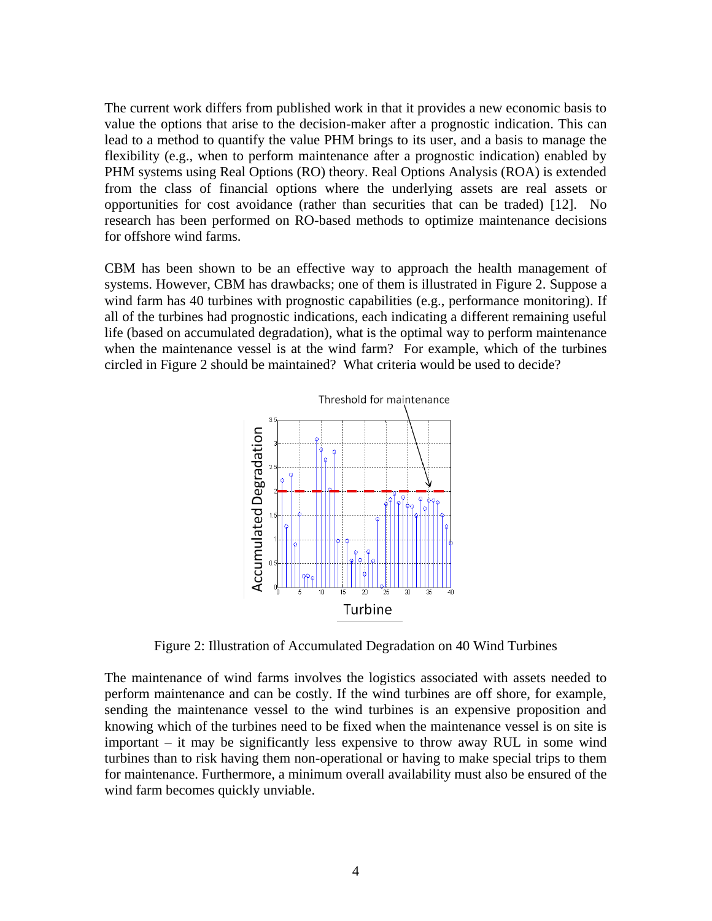The current work differs from published work in that it provides a new economic basis to value the options that arise to the decision-maker after a prognostic indication. This can lead to a method to quantify the value PHM brings to its user, and a basis to manage the flexibility (e.g., when to perform maintenance after a prognostic indication) enabled by PHM systems using Real Options (RO) theory. Real Options Analysis (ROA) is extended from the class of financial options where the underlying assets are real assets or opportunities for cost avoidance (rather than securities that can be traded) [12]. No research has been performed on RO-based methods to optimize maintenance decisions for offshore wind farms.

CBM has been shown to be an effective way to approach the health management of systems. However, CBM has drawbacks; one of them is illustrated in Figure 2. Suppose a wind farm has 40 turbines with prognostic capabilities (e.g., performance monitoring). If all of the turbines had prognostic indications, each indicating a different remaining useful life (based on accumulated degradation), what is the optimal way to perform maintenance when the maintenance vessel is at the wind farm? For example, which of the turbines circled in Figure 2 should be maintained? What criteria would be used to decide?

Figure 2: Illustration of Accumulated Degradation on 40 Wind Turbines

The maintenance of wind farms involves the logistics associated with assets needed to perform maintenance and can be costly. If the wind turbines are off shore, for example, sending the maintenance vessel to the wind turbines is an expensive proposition and knowing which of the turbines need to be fixed when the maintenance vessel is on site is important – it may be significantly less expensive to throw away RUL in some wind turbines than to risk having them non-operational or having to make special trips to them for maintenance. Furthermore, a minimum overall availability must also be ensured of the wind farm becomes quickly unviable.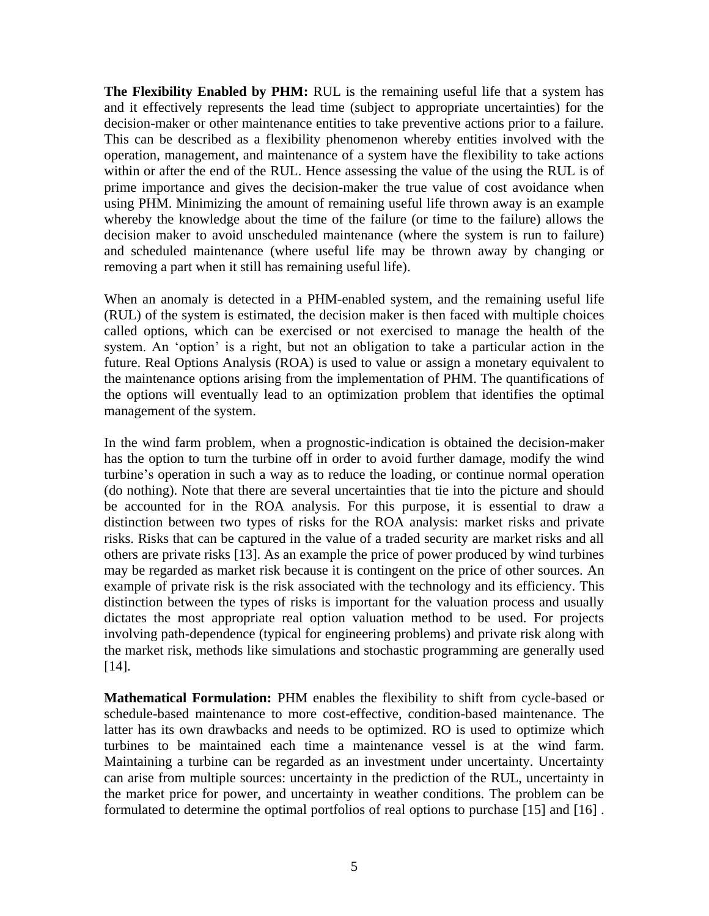**The Flexibility Enabled by PHM:** RUL is the remaining useful life that a system has and it effectively represents the lead time (subject to appropriate uncertainties) for the decision-maker or other maintenance entities to take preventive actions prior to a failure. This can be described as a flexibility phenomenon whereby entities involved with the operation, management, and maintenance of a system have the flexibility to take actions within or after the end of the RUL. Hence assessing the value of the using the RUL is of prime importance and gives the decision-maker the true value of cost avoidance when using PHM. Minimizing the amount of remaining useful life thrown away is an example whereby the knowledge about the time of the failure (or time to the failure) allows the decision maker to avoid unscheduled maintenance (where the system is run to failure) and scheduled maintenance (where useful life may be thrown away by changing or removing a part when it still has remaining useful life).

When an anomaly is detected in a PHM-enabled system, and the remaining useful life (RUL) of the system is estimated, the decision maker is then faced with multiple choices called options, which can be exercised or not exercised to manage the health of the system. An 'option' is a right, but not an obligation to take a particular action in the future. Real Options Analysis (ROA) is used to value or assign a monetary equivalent to the maintenance options arising from the implementation of PHM. The quantifications of the options will eventually lead to an optimization problem that identifies the optimal management of the system.

In the wind farm problem, when a prognostic-indication is obtained the decision-maker has the option to turn the turbine off in order to avoid further damage, modify the wind turbine's operation in such a way as to reduce the loading, or continue normal operation (do nothing). Note that there are several uncertainties that tie into the picture and should be accounted for in the ROA analysis. For this purpose, it is essential to draw a distinction between two types of risks for the ROA analysis: market risks and private risks. Risks that can be captured in the value of a traded security are market risks and all others are private risks [13]. As an example the price of power produced by wind turbines may be regarded as market risk because it is contingent on the price of other sources. An example of private risk is the risk associated with the technology and its efficiency. This distinction between the types of risks is important for the valuation process and usually dictates the most appropriate real option valuation method to be used. For projects involving path-dependence (typical for engineering problems) and private risk along with the market risk, methods like simulations and stochastic programming are generally used [14].

**Mathematical Formulation:** PHM enables the flexibility to shift from cycle-based or schedule-based maintenance to more cost-effective, condition-based maintenance. The latter has its own drawbacks and needs to be optimized. RO is used to optimize which turbines to be maintained each time a maintenance vessel is at the wind farm. Maintaining a turbine can be regarded as an investment under uncertainty. Uncertainty can arise from multiple sources: uncertainty in the prediction of the RUL, uncertainty in the market price for power, and uncertainty in weather conditions. The problem can be formulated to determine the optimal portfolios of real options to purchase [15] and [16] .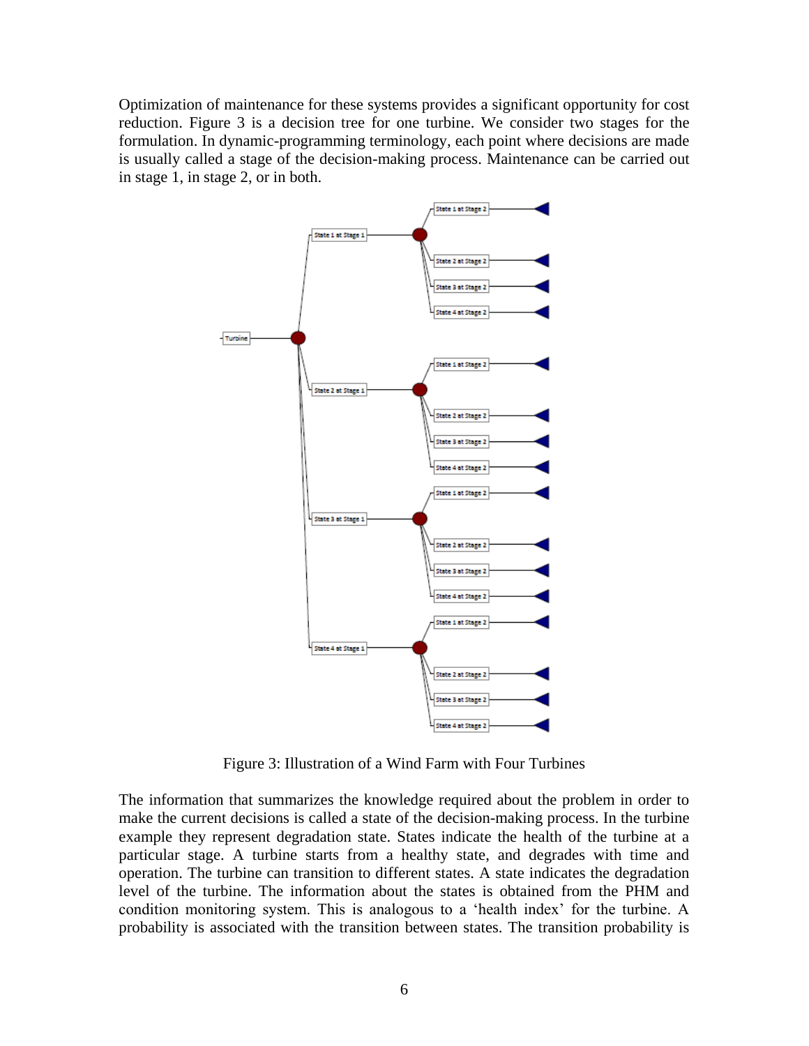Optimization of maintenance for these systems provides a significant opportunity for cost reduction. Figure 3 is a decision tree for one turbine. We consider two stages for the formulation. In dynamic-programming terminology, each point where decisions are made is usually called a stage of the decision-making process. Maintenance can be carried out in stage 1, in stage 2, or in both.

Figure 3: Illustration of a Wind Farm with Four Turbines

The information that summarizes the knowledge required about the problem in order to make the current decisions is called a state of the decision-making process. In the turbine example they represent degradation state. States indicate the health of the turbine at a particular stage. A turbine starts from a healthy state, and degrades with time and operation. The turbine can transition to different states. A state indicates the degradation level of the turbine. The information about the states is obtained from the PHM and condition monitoring system. This is analogous to a 'health index' for the turbine. A probability is associated with the transition between states. The transition probability is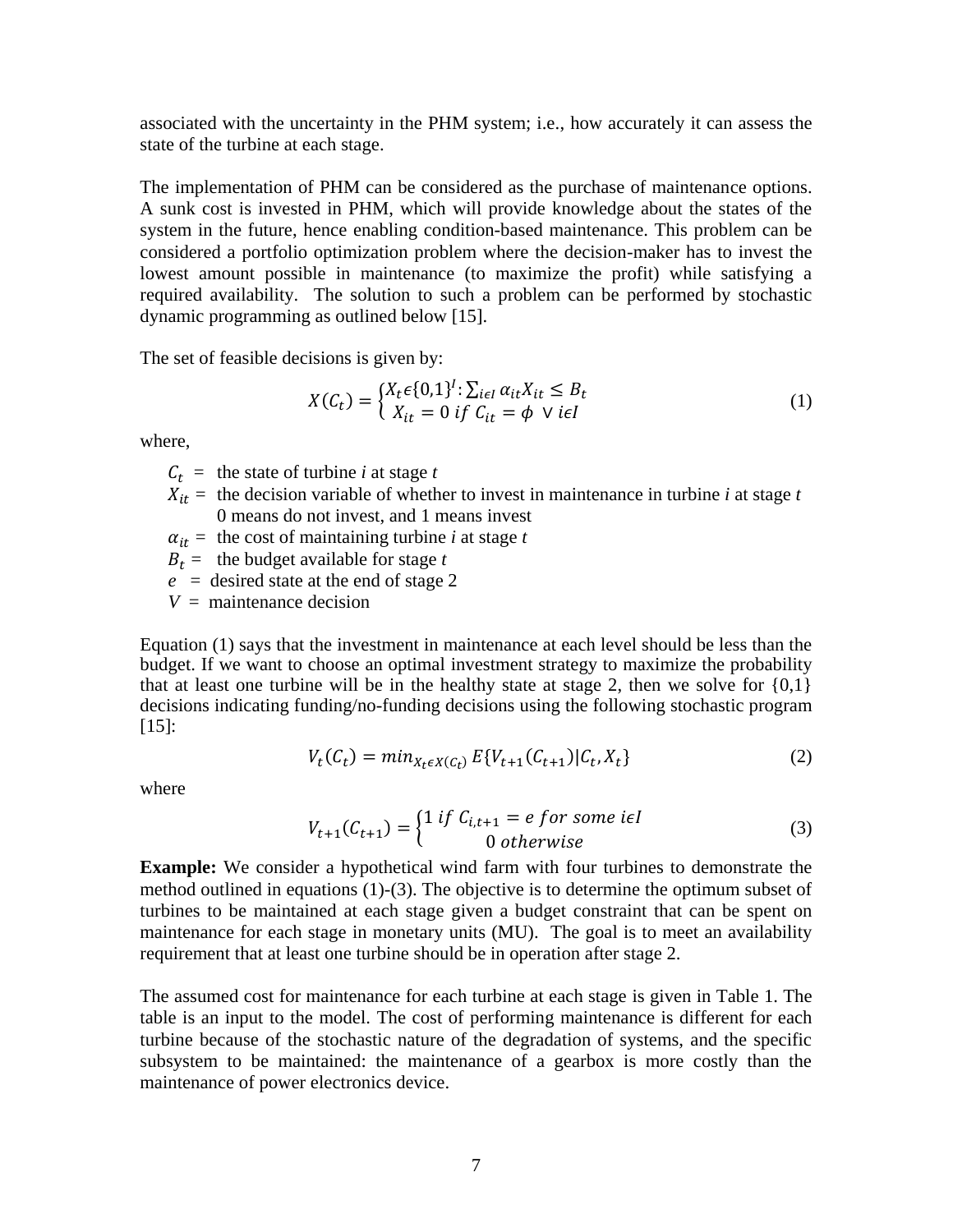associated with the uncertainty in the PHM system; i.e., how accurately it can assess the state of the turbine at each stage.

The implementation of PHM can be considered as the purchase of maintenance options. A sunk cost is invested in PHM, which will provide knowledge about the states of the system in the future, hence enabling condition-based maintenance. This problem can be considered a portfolio optimization problem where the decision-maker has to invest the lowest amount possible in maintenance (to maximize the profit) while satisfying a required availability. The solution to such a problem can be performed by stochastic dynamic programming as outlined below [15].

The set of feasible decisions is given by:

$$X(C_t) = \begin{cases} X_t \epsilon \{0,1\}^I : \sum_{i\epsilon I} \alpha_{it} X_{it} \leq B_t \\ X_{it} = 0 \; if \; C_{it} = \phi \; \vee \; i\epsilon I \end{cases} \tag{1}$$

where,

- $C_t$ = the state of turbine *i* at stage *t*
- $X_{it}$ = the decision variable of whether to invest in maintenance in turbine *i* at stage *t* 0 means do not invest, and 1 means invest
- $\alpha_{it}$ = the cost of maintaining turbine *i* at stage *t*
- $B_t$ = the budget available for stage *t*
- $e$ = desired state at the end of stage 2
- $V$ = maintenance decision

Equation (1) says that the investment in maintenance at each level should be less than the budget. If we want to choose an optimal investment strategy to maximize the probability that at least one turbine will be in the healthy state at stage 2, then we solve for {0,1} decisions indicating funding/no-funding decisions using the following stochastic program [15]:

$$V_t(C_t) = min_{X_t \epsilon X(C_t)} E\{V_{t+1}(C_{t+1}) | C_t, X_t\} \tag{2}$$

where

$$V_{t+1}(C_{t+1}) = \begin{cases} 1 \; if \; C_{i,t+1} = e \; for \; some \; i\epsilon I \\ 0 \; otherwise \end{cases} \tag{3}$$

**Example:** We consider a hypothetical wind farm with four turbines to demonstrate the method outlined in equations (1)-(3). The objective is to determine the optimum subset of turbines to be maintained at each stage given a budget constraint that can be spent on maintenance for each stage in monetary units (MU). The goal is to meet an availability requirement that at least one turbine should be in operation after stage 2.

The assumed cost for maintenance for each turbine at each stage is given in Table 1. The table is an input to the model. The cost of performing maintenance is different for each turbine because of the stochastic nature of the degradation of systems, and the specific subsystem to be maintained: the maintenance of a gearbox is more costly than the maintenance of power electronics device.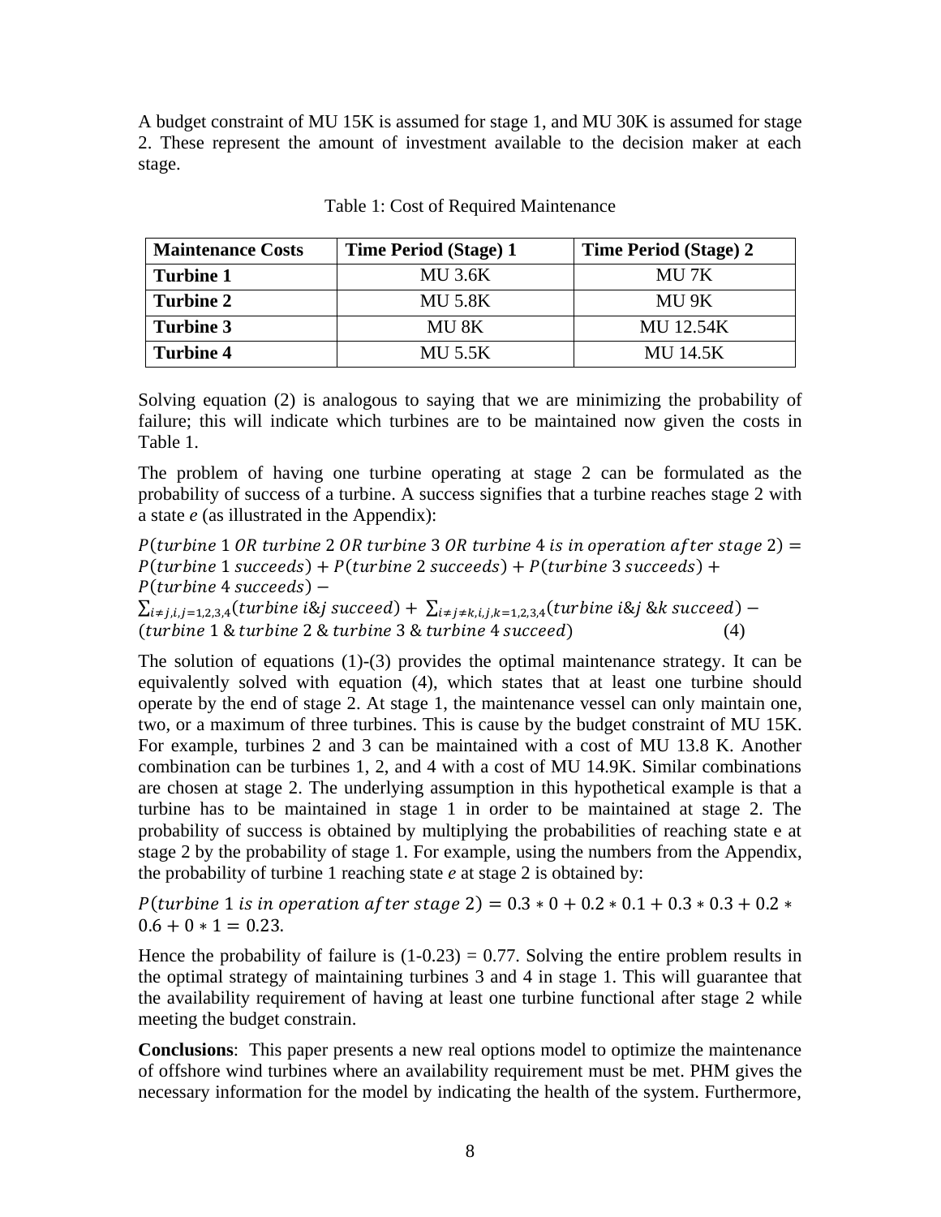A budget constraint of MU 15K is assumed for stage 1, and MU 30K is assumed for stage 2. These represent the amount of investment available to the decision maker at each stage.

Table 1: Cost of Required Maintenance

| Maintenance Costs | Time Period (Stage) 1 | Time Period (Stage) 2 |
|---|---|---|
| **Turbine 1** | MU 3.6K | MU 7K |
| **Turbine 2** | MU 5.8K | MU 9K |
| **Turbine 3** | MU 8K | MU 12.54K |
| **Turbine 4** | MU 5.5K | MU 14.5K |

Solving equation (2) is analogous to saying that we are minimizing the probability of failure; this will indicate which turbines are to be maintained now given the costs in Table 1.

The problem of having one turbine operating at stage 2 can be formulated as the probability of success of a turbine. A success signifies that a turbine reaches stage 2 with a state *e* (as illustrated in the Appendix):

$$P(turbine\ 1\ OR\ turbine\ 2\ OR\ turbine\ 3\ OR\ turbine\ 4\ is\ in\ operation\ after\ stage\ 2) = P(turbine\ 1\ succeeds) + P(turbine\ 2\ succeeds) + P(turbine\ 3\ succeeds) + P(turbine\ 4\ succeeds) - \sum_{i \neq j, i,j=1,2,3,4}(turbine\ i\&j\ succeed) + \sum_{i \neq j \neq k, i,j,k=1,2,3,4}(turbine\ i\&j\ \&k\ succeed) - (turbine\ 1\ \&\ turbine\ 2\ \&\ turbine\ 3\ \&\ turbine\ 4\ succeed) \quad (4)$$

The solution of equations (1)-(3) provides the optimal maintenance strategy. It can be equivalently solved with equation (4), which states that at least one turbine should operate by the end of stage 2. At stage 1, the maintenance vessel can only maintain one, two, or a maximum of three turbines. This is cause by the budget constraint of MU 15K. For example, turbines 2 and 3 can be maintained with a cost of MU 13.8 K. Another combination can be turbines 1, 2, and 4 with a cost of MU 14.9K. Similar combinations are chosen at stage 2. The underlying assumption in this hypothetical example is that a turbine has to be maintained in stage 1 in order to be maintained at stage 2. The probability of success is obtained by multiplying the probabilities of reaching state e at stage 2 by the probability of stage 1. For example, using the numbers from the Appendix, the probability of turbine 1 reaching state *e* at stage 2 is obtained by:

$$P(turbine\ 1\ is\ in\ operation\ after\ stage\ 2) = 0.3*0 + 0.2*0.1 + 0.3*0.3 + 0.2*0.6 + 0*1 = 0.23.$$

Hence the probability of failure is (1-0.23) = 0.77. Solving the entire problem results in the optimal strategy of maintaining turbines 3 and 4 in stage 1. This will guarantee that the availability requirement of having at least one turbine functional after stage 2 while meeting the budget constrain.

**Conclusions**: This paper presents a new real options model to optimize the maintenance of offshore wind turbines where an availability requirement must be met. PHM gives the necessary information for the model by indicating the health of the system. Furthermore,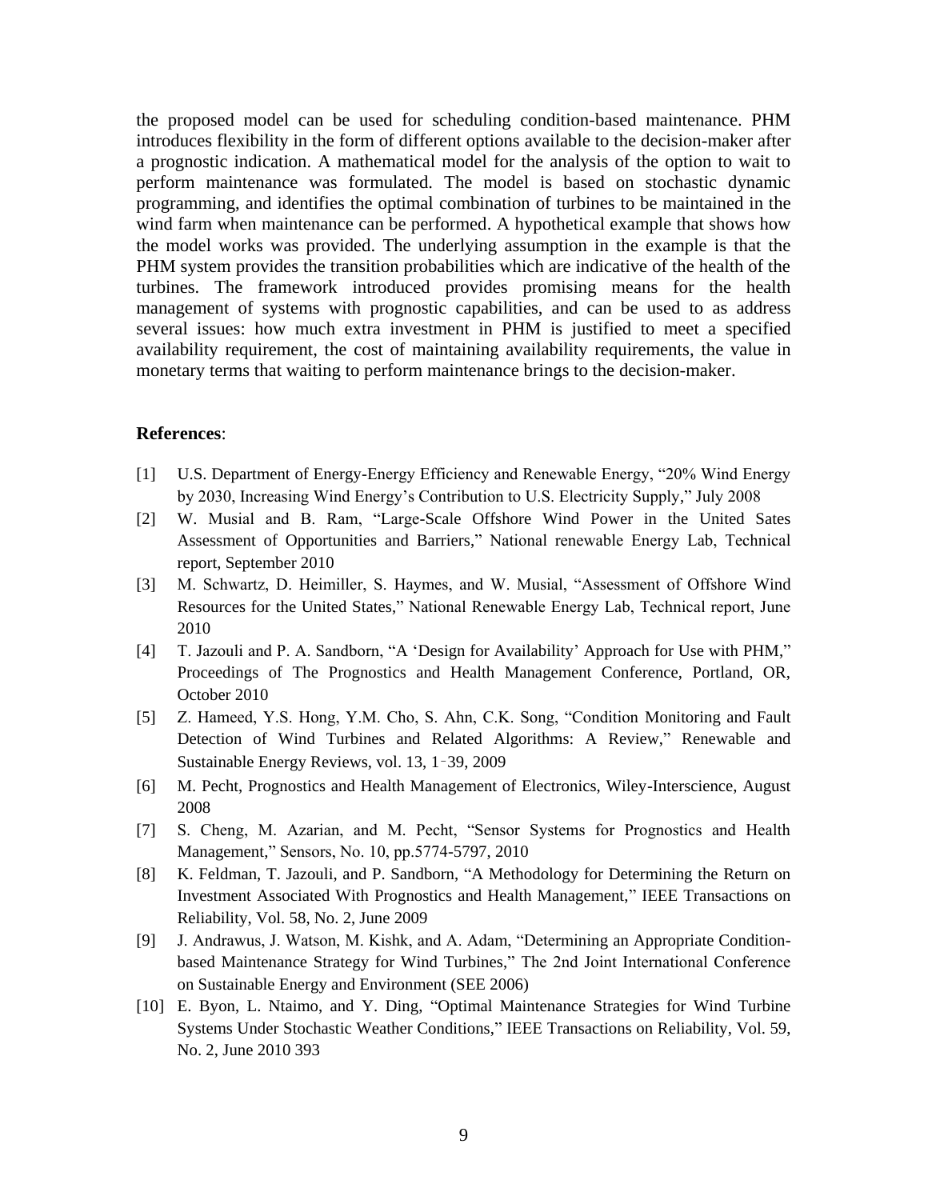the proposed model can be used for scheduling condition-based maintenance. PHM introduces flexibility in the form of different options available to the decision-maker after a prognostic indication. A mathematical model for the analysis of the option to wait to perform maintenance was formulated. The model is based on stochastic dynamic programming, and identifies the optimal combination of turbines to be maintained in the wind farm when maintenance can be performed. A hypothetical example that shows how the model works was provided. The underlying assumption in the example is that the PHM system provides the transition probabilities which are indicative of the health of the turbines. The framework introduced provides promising means for the health management of systems with prognostic capabilities, and can be used to as address several issues: how much extra investment in PHM is justified to meet a specified availability requirement, the cost of maintaining availability requirements, the value in monetary terms that waiting to perform maintenance brings to the decision-maker.

**References**:

[1] U.S. Department of Energy-Energy Efficiency and Renewable Energy, "20% Wind Energy by 2030, Increasing Wind Energy's Contribution to U.S. Electricity Supply," July 2008

[2] W. Musial and B. Ram, "Large-Scale Offshore Wind Power in the United Sates Assessment of Opportunities and Barriers," National renewable Energy Lab, Technical report, September 2010

[3] M. Schwartz, D. Heimiller, S. Haymes, and W. Musial, "Assessment of Offshore Wind Resources for the United States," National Renewable Energy Lab, Technical report, June 2010

[4] T. Jazouli and P. A. Sandborn, "A 'Design for Availability' Approach for Use with PHM," Proceedings of The Prognostics and Health Management Conference, Portland, OR, October 2010

[5] Z. Hameed, Y.S. Hong, Y.M. Cho, S. Ahn, C.K. Song, "Condition Monitoring and Fault Detection of Wind Turbines and Related Algorithms: A Review," Renewable and Sustainable Energy Reviews, vol. 13, 1–39, 2009

[6] M. Pecht, Prognostics and Health Management of Electronics, Wiley-Interscience, August 2008

[7] S. Cheng, M. Azarian, and M. Pecht, "Sensor Systems for Prognostics and Health Management," Sensors, No. 10, pp.5774-5797, 2010

[8] K. Feldman, T. Jazouli, and P. Sandborn, "A Methodology for Determining the Return on Investment Associated With Prognostics and Health Management," IEEE Transactions on Reliability, Vol. 58, No. 2, June 2009

[9] J. Andrawus, J. Watson, M. Kishk, and A. Adam, "Determining an Appropriate Condition-based Maintenance Strategy for Wind Turbines," The 2nd Joint International Conference on Sustainable Energy and Environment (SEE 2006)

[10] E. Byon, L. Ntaimo, and Y. Ding, "Optimal Maintenance Strategies for Wind Turbine Systems Under Stochastic Weather Conditions," IEEE Transactions on Reliability, Vol. 59, No. 2, June 2010 393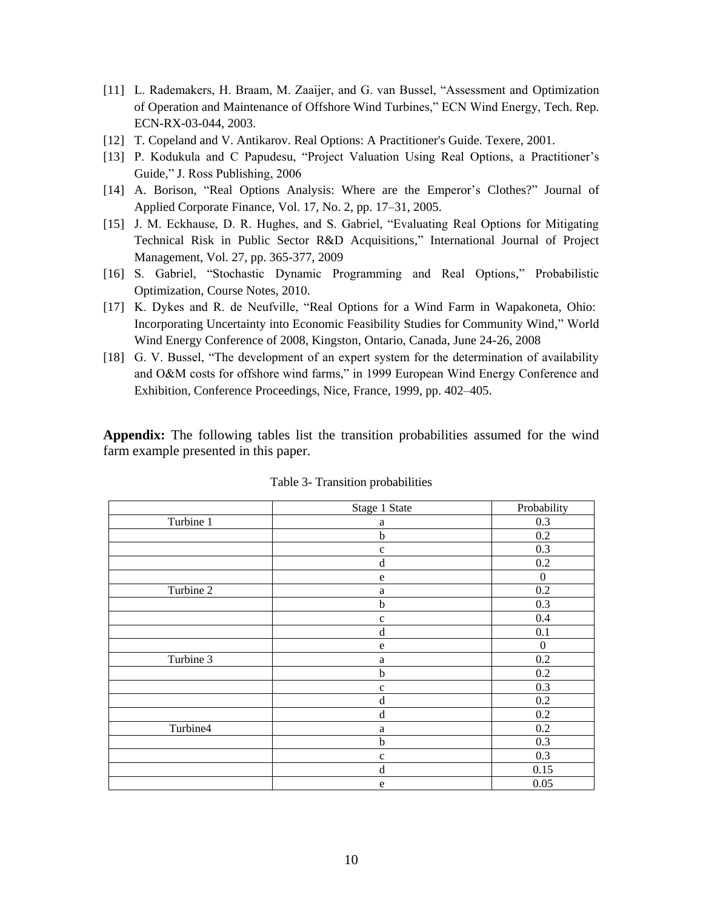[11] L. Rademakers, H. Braam, M. Zaaijer, and G. van Bussel, "Assessment and Optimization of Operation and Maintenance of Offshore Wind Turbines," ECN Wind Energy, Tech. Rep. ECN-RX-03-044, 2003.

[12] T. Copeland and V. Antikarov. Real Options: A Practitioner's Guide. Texere, 2001.

[13] P. Kodukula and C Papudesu, "Project Valuation Using Real Options, a Practitioner's Guide," J. Ross Publishing, 2006

[14] A. Borison, "Real Options Analysis: Where are the Emperor's Clothes?" Journal of Applied Corporate Finance, Vol. 17, No. 2, pp. 17–31, 2005.

[15] J. M. Eckhause, D. R. Hughes, and S. Gabriel, "Evaluating Real Options for Mitigating Technical Risk in Public Sector R&D Acquisitions," International Journal of Project Management, Vol. 27, pp. 365-377, 2009

[16] S. Gabriel, "Stochastic Dynamic Programming and Real Options," Probabilistic Optimization, Course Notes, 2010.

[17] K. Dykes and R. de Neufville, "Real Options for a Wind Farm in Wapakoneta, Ohio: Incorporating Uncertainty into Economic Feasibility Studies for Community Wind," World Wind Energy Conference of 2008, Kingston, Ontario, Canada, June 24-26, 2008

[18] G. V. Bussel, "The development of an expert system for the determination of availability and O&M costs for offshore wind farms," in 1999 European Wind Energy Conference and Exhibition, Conference Proceedings, Nice, France, 1999, pp. 402–405.

**Appendix:** The following tables list the transition probabilities assumed for the wind farm example presented in this paper.

Table 3- Transition probabilities

| | Stage 1 State | Probability |
|---|---|---|
| Turbine 1 | a | 0.3 |
| | b | 0.2 |
| | c | 0.3 |
| | d | 0.2 |
| | e | 0 |
| Turbine 2 | a | 0.2 |
| | b | 0.3 |
| | c | 0.4 |
| | d | 0.1 |
| | e | 0 |
| Turbine 3 | a | 0.2 |
| | b | 0.2 |
| | c | 0.3 |
| | d | 0.2 |
| | d | 0.2 |
| Turbine4 | a | 0.2 |
| | b | 0.3 |
| | c | 0.3 |
| | d | 0.15 |
| | e | 0.05 |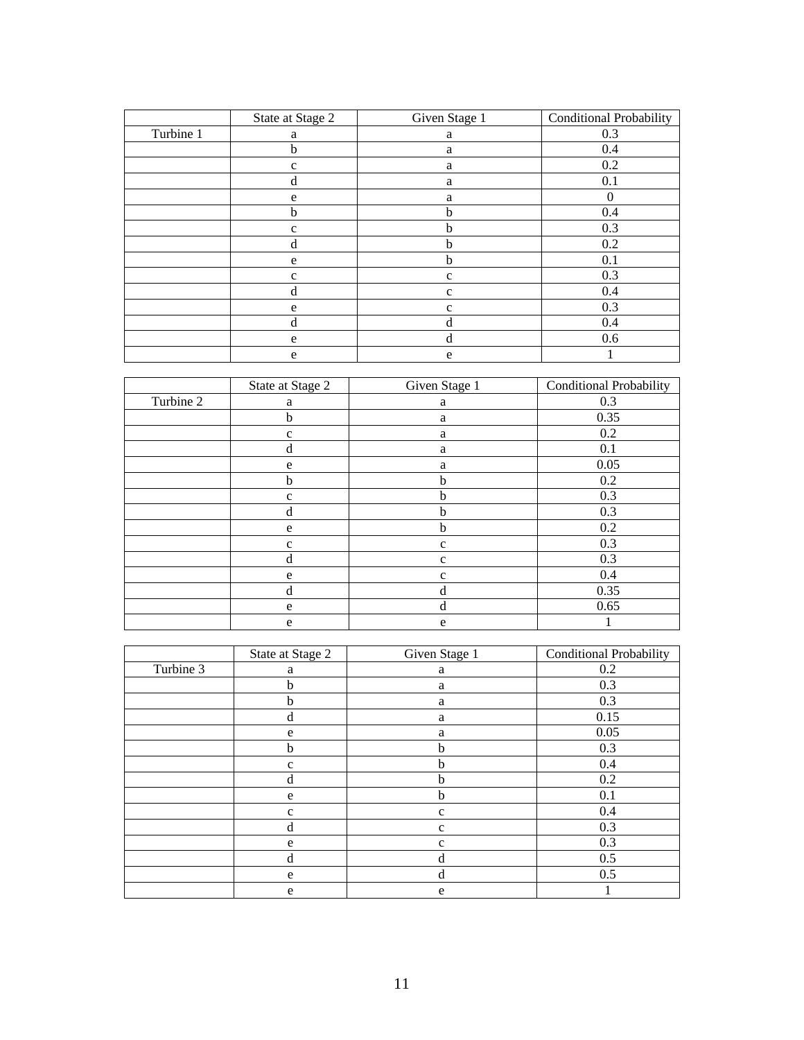| | State at Stage 2 | Given Stage 1 | Conditional Probability |
|---|---|---|---|
| Turbine 1 | a | a | 0.3 |
| | b | a | 0.4 |
| | c | a | 0.2 |
| | d | a | 0.1 |
| | e | a | 0 |
| | b | b | 0.4 |
| | c | b | 0.3 |
| | d | b | 0.2 |
| | e | b | 0.1 |
| | c | c | 0.3 |
| | d | c | 0.4 |
| | e | c | 0.3 |
| | d | d | 0.4 |
| | e | d | 0.6 |
| | e | e | 1 |

| | State at Stage 2 | Given Stage 1 | Conditional Probability |
|---|---|---|---|
| Turbine 2 | a | a | 0.3 |
| | b | a | 0.35 |
| | c | a | 0.2 |
| | d | a | 0.1 |
| | e | a | 0.05 |
| | b | b | 0.2 |
| | c | b | 0.3 |
| | d | b | 0.3 |
| | e | b | 0.2 |
| | c | c | 0.3 |
| | d | c | 0.3 |
| | e | c | 0.4 |
| | d | d | 0.35 |
| | e | d | 0.65 |
| | e | e | 1 |

| | State at Stage 2 | Given Stage 1 | Conditional Probability |
|---|---|---|---|
| Turbine 3 | a | a | 0.2 |
| | b | a | 0.3 |
| | b | a | 0.3 |
| | d | a | 0.15 |
| | e | a | 0.05 |
| | b | b | 0.3 |
| | c | b | 0.4 |
| | d | b | 0.2 |
| | e | b | 0.1 |
| | c | c | 0.4 |
| | d | c | 0.3 |
| | e | c | 0.3 |
| | d | d | 0.5 |
| | e | d | 0.5 |
| | e | e | 1 |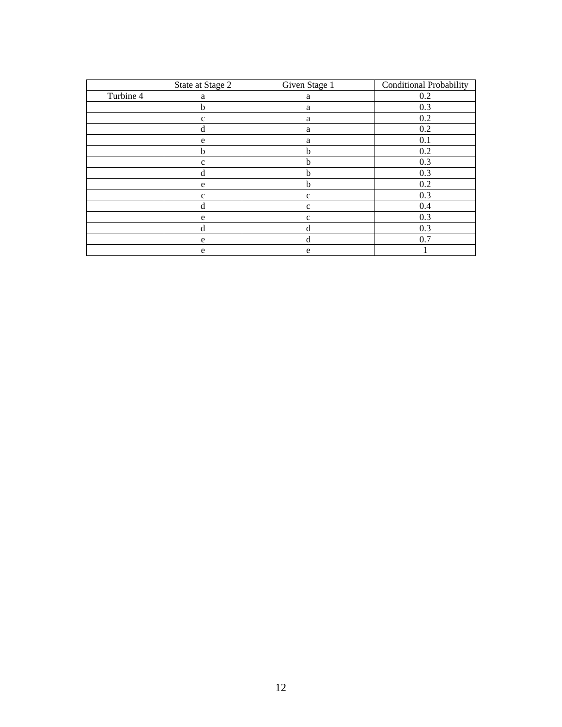| | State at Stage 2 | Given Stage 1 | Conditional Probability |
|---|---|---|---|
| Turbine 4 | a | a | 0.2 |
| | b | a | 0.3 |
| | c | a | 0.2 |
| | d | a | 0.2 |
| | e | a | 0.1 |
| | b | b | 0.2 |
| | c | b | 0.3 |
| | d | b | 0.3 |
| | e | b | 0.2 |
| | c | c | 0.3 |
| | d | c | 0.4 |
| | e | c | 0.3 |
| | d | d | 0.3 |
| | e | d | 0.7 |
| | e | e | 1 |